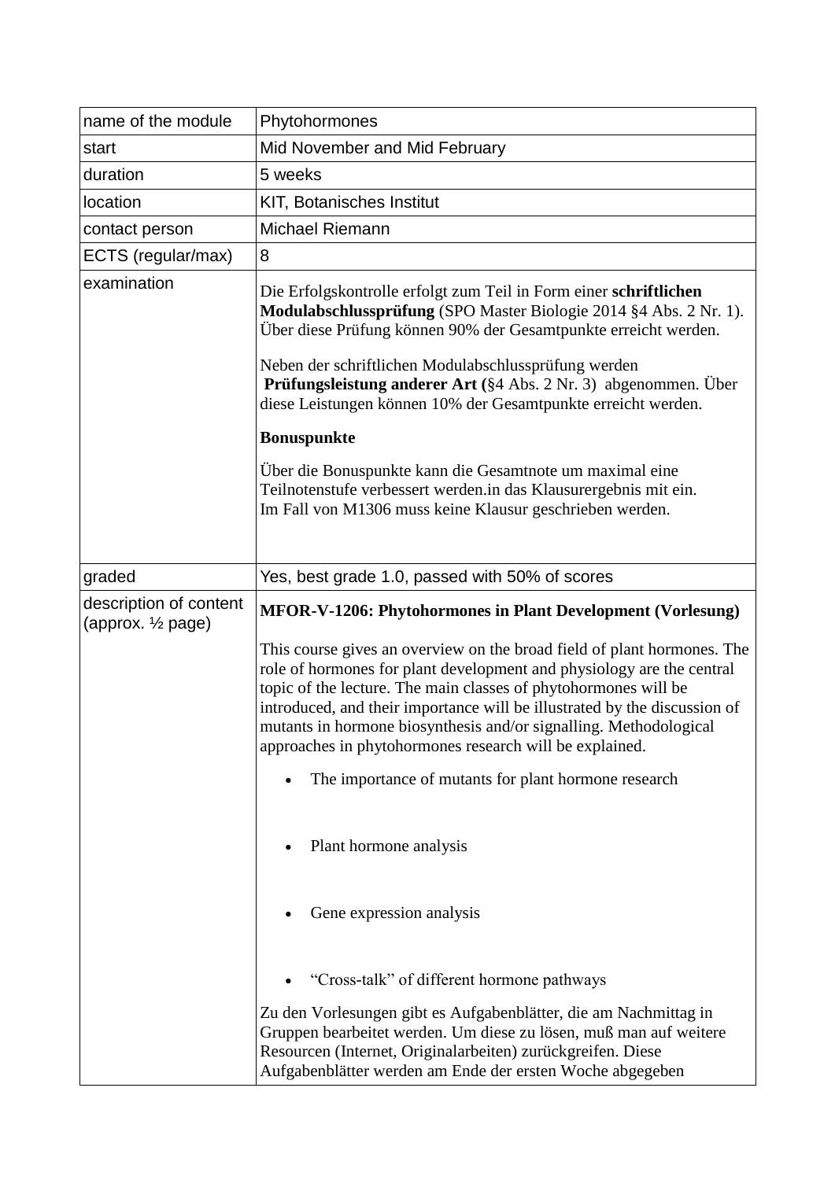| name of the module | Phytohormones |
|---|---|
| start | Mid November and Mid February |
| duration | 5 weeks |
| location | KIT, Botanisches Institut |
| contact person | Michael Riemann |
| ECTS (regular/max) | 8 |
| examination | Die Erfolgskontrolle erfolgt zum Teil in Form einer **schriftlichen Modulabschlussprüfung** (SPO Master Biologie 2014 §4 Abs. 2 Nr. 1). Über diese Prüfung können 90% der Gesamtpunkte erreicht werden.<br><br>Neben der schriftlichen Modulabschlussprüfung werden **Prüfungsleistung anderer Art (**§4 Abs. 2 Nr. 3) abgenommen. Über diese Leistungen können 10% der Gesamtpunkte erreicht werden.<br><br>**Bonuspunkte**<br><br>Über die Bonuspunkte kann die Gesamtnote um maximal eine Teilnotenstufe verbessert werden.in das Klausurergebnis mit ein. Im Fall von M1306 muss keine Klausur geschrieben werden. |
| graded | Yes, best grade 1.0, passed with 50% of scores |
| description of content (approx. ½ page) | **MFOR-V-1206: Phytohormones in Plant Development (Vorlesung)**<br><br>This course gives an overview on the broad field of plant hormones. The role of hormones for plant development and physiology are the central topic of the lecture. The main classes of phytohormones will be introduced, and their importance will be illustrated by the discussion of mutants in hormone biosynthesis and/or signalling. Methodological approaches in phytohormones research will be explained.<br><br>• The importance of mutants for plant hormone research<br><br>• Plant hormone analysis<br><br>• Gene expression analysis<br><br>• "Cross-talk" of different hormone pathways<br><br>Zu den Vorlesungen gibt es Aufgabenblätter, die am Nachmittag in Gruppen bearbeitet werden. Um diese zu lösen, muß man auf weitere Resourcen (Internet, Originalarbeiten) zurückgreifen. Diese Aufgabenblätter werden am Ende der ersten Woche abgegeben |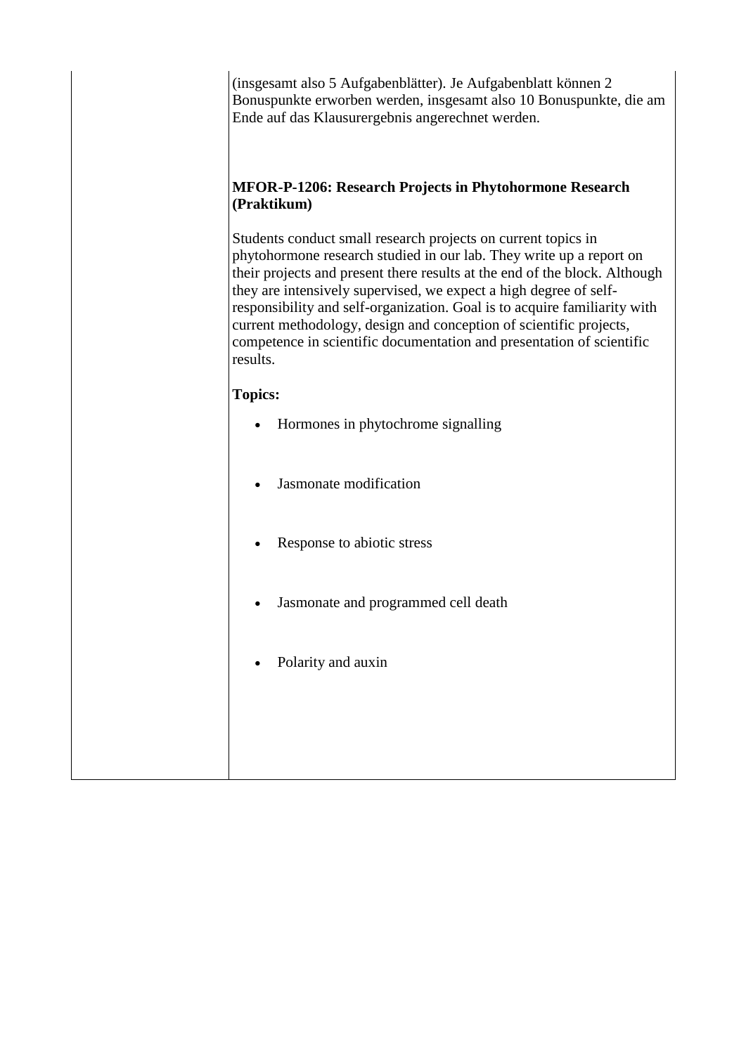(insgesamt also 5 Aufgabenblätter). Je Aufgabenblatt können 2 Bonuspunkte erworben werden, insgesamt also 10 Bonuspunkte, die am Ende auf das Klausurergebnis angerechnet werden.

**MFOR-P-1206: Research Projects in Phytohormone Research (Praktikum)**

Students conduct small research projects on current topics in phytohormone research studied in our lab. They write up a report on their projects and present there results at the end of the block. Although they are intensively supervised, we expect a high degree of self-responsibility and self-organization. Goal is to acquire familiarity with current methodology, design and conception of scientific projects, competence in scientific documentation and presentation of scientific results.

**Topics:**

- Hormones in phytochrome signalling
- Jasmonate modification
- Response to abiotic stress
- Jasmonate and programmed cell death
- Polarity and auxin